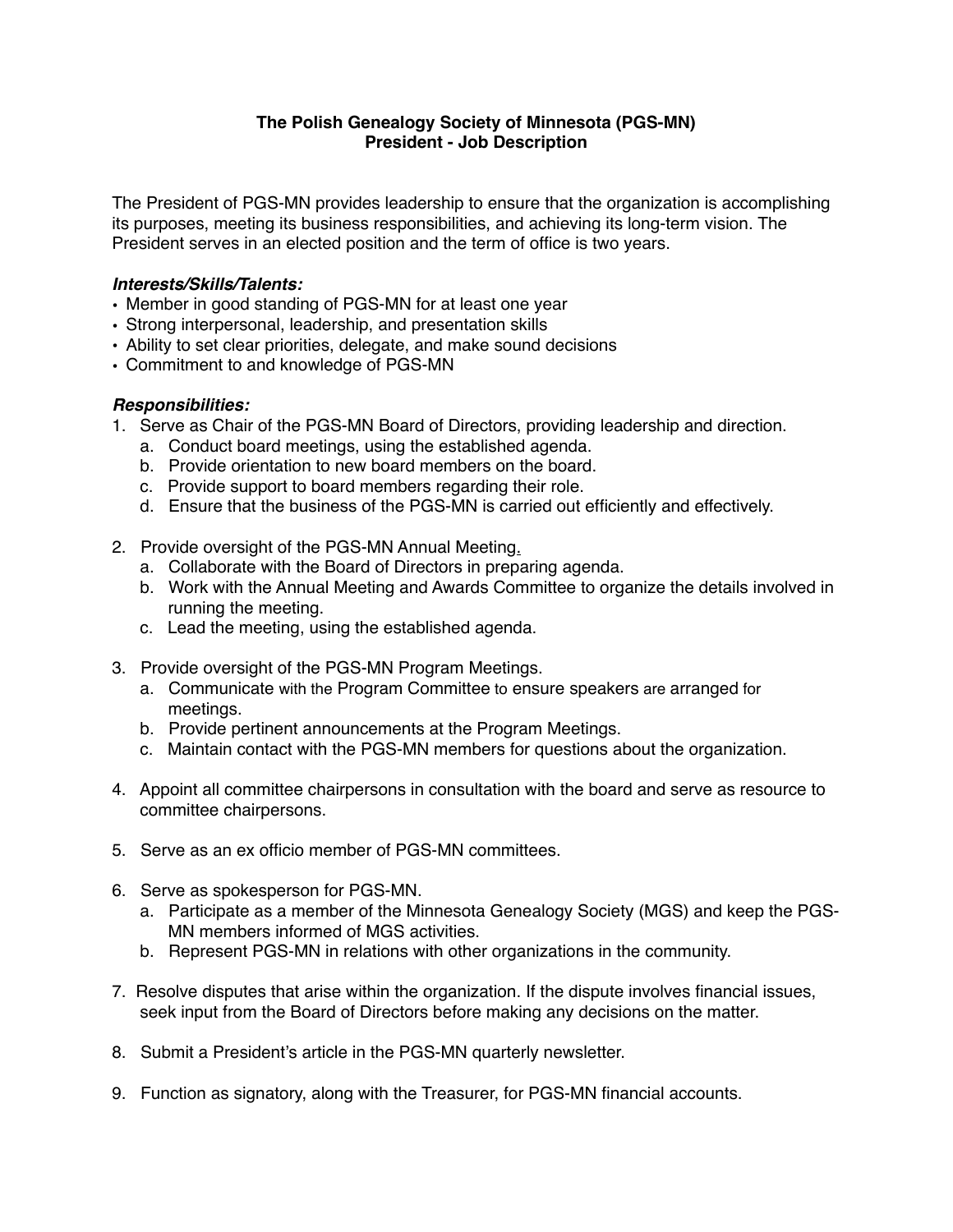**The Polish Genealogy Society of Minnesota (PGS-MN)**
**President - Job Description**

The President of PGS-MN provides leadership to ensure that the organization is accomplishing its purposes, meeting its business responsibilities, and achieving its long-term vision. The President serves in an elected position and the term of office is two years.

***Interests/Skills/Talents:***

- Member in good standing of PGS-MN for at least one year
- Strong interpersonal, leadership, and presentation skills
- Ability to set clear priorities, delegate, and make sound decisions
- Commitment to and knowledge of PGS-MN

***Responsibilities:***

1. Serve as Chair of the PGS-MN Board of Directors, providing leadership and direction.
   a. Conduct board meetings, using the established agenda.
   b. Provide orientation to new board members on the board.
   c. Provide support to board members regarding their role.
   d. Ensure that the business of the PGS-MN is carried out efficiently and effectively.

2. Provide oversight of the PGS-MN Annual Meeting.
   a. Collaborate with the Board of Directors in preparing agenda.
   b. Work with the Annual Meeting and Awards Committee to organize the details involved in running the meeting.
   c. Lead the meeting, using the established agenda.

3. Provide oversight of the PGS-MN Program Meetings.
   a. Communicate with the Program Committee to ensure speakers are arranged for meetings.
   b. Provide pertinent announcements at the Program Meetings.
   c. Maintain contact with the PGS-MN members for questions about the organization.

4. Appoint all committee chairpersons in consultation with the board and serve as resource to committee chairpersons.

5. Serve as an ex officio member of PGS-MN committees.

6. Serve as spokesperson for PGS-MN.
   a. Participate as a member of the Minnesota Genealogy Society (MGS) and keep the PGS-MN members informed of MGS activities.
   b. Represent PGS-MN in relations with other organizations in the community.

7. Resolve disputes that arise within the organization. If the dispute involves financial issues, seek input from the Board of Directors before making any decisions on the matter.

8. Submit a President's article in the PGS-MN quarterly newsletter.

9. Function as signatory, along with the Treasurer, for PGS-MN financial accounts.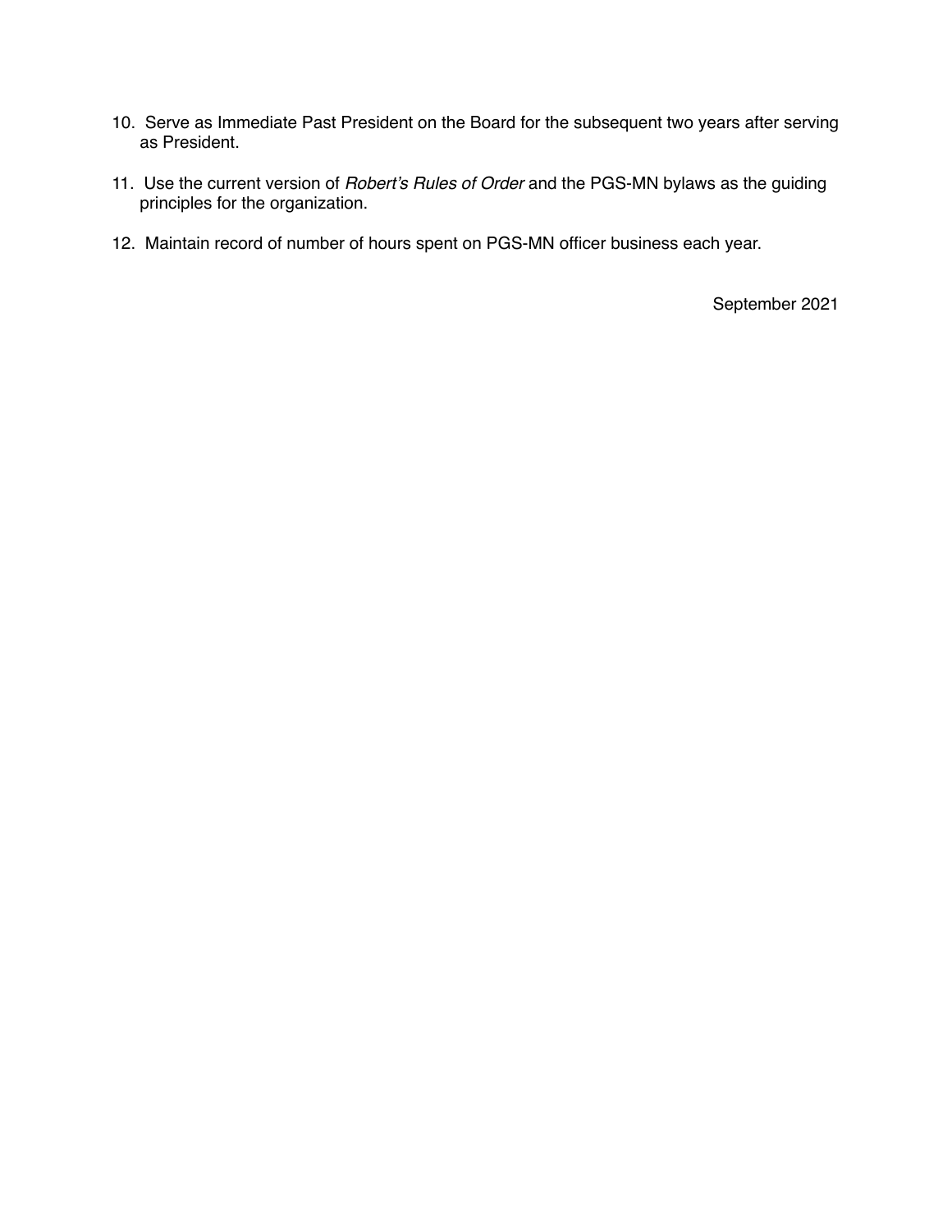10. Serve as Immediate Past President on the Board for the subsequent two years after serving as President.

11. Use the current version of *Robert's Rules of Order* and the PGS-MN bylaws as the guiding principles for the organization.

12. Maintain record of number of hours spent on PGS-MN officer business each year.

September 2021